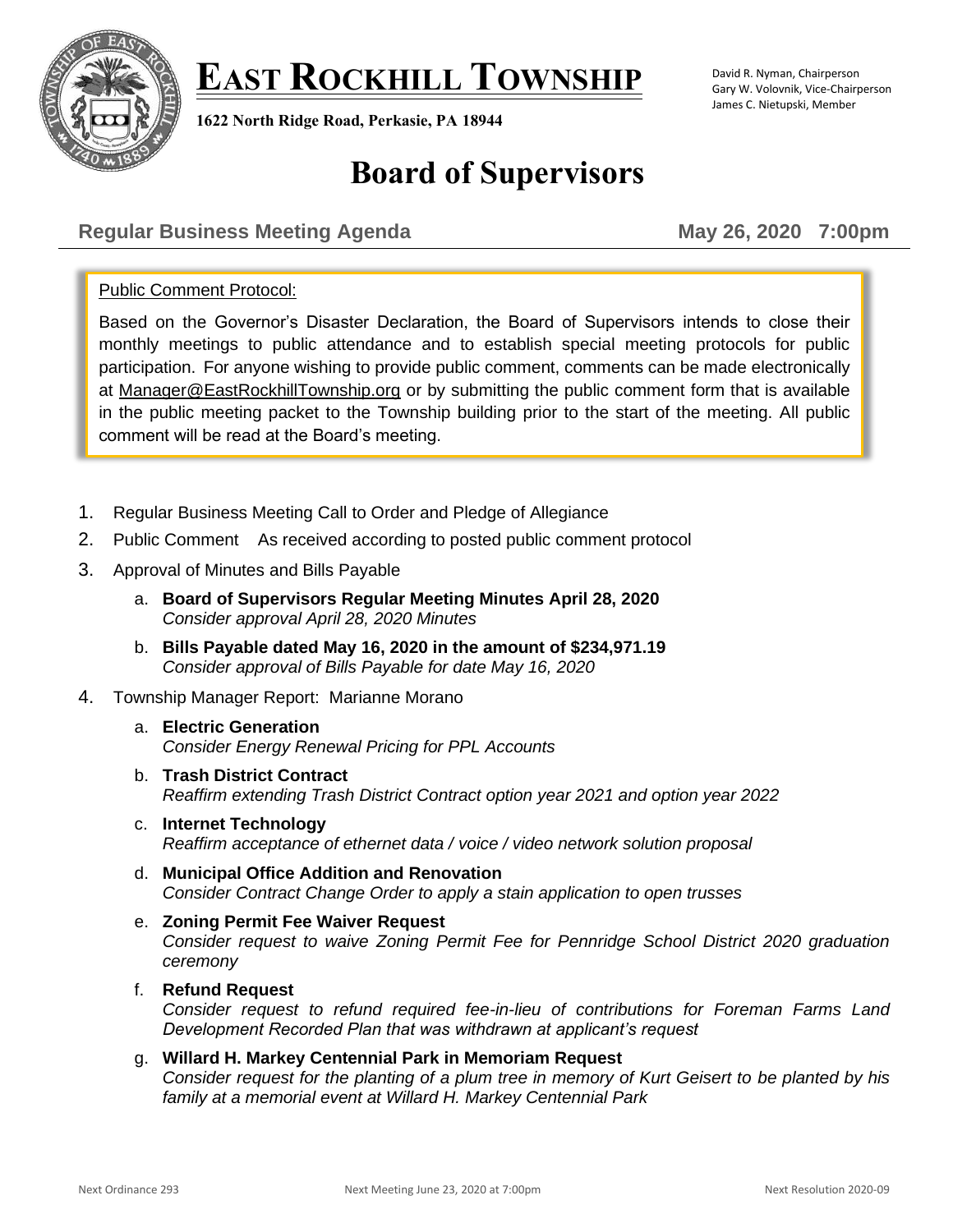# EAST ROCKHILL TOWNSHIP

**1622 North Ridge Road, Perkasie, PA 18944**

David R. Nyman, Chairperson
Gary W. Volovnik, Vice-Chairperson
James C. Nietupski, Member

# Board of Supervisors

## Regular Business Meeting Agenda — May 26, 2020 7:00pm

Public Comment Protocol:

Based on the Governor's Disaster Declaration, the Board of Supervisors intends to close their monthly meetings to public attendance and to establish special meeting protocols for public participation. For anyone wishing to provide public comment, comments can be made electronically at Manager@EastRockhillTownship.org or by submitting the public comment form that is available in the public meeting packet to the Township building prior to the start of the meeting. All public comment will be read at the Board's meeting.

1. Regular Business Meeting Call to Order and Pledge of Allegiance
2. Public Comment  As received according to posted public comment protocol
3. Approval of Minutes and Bills Payable
   a. **Board of Supervisors Regular Meeting Minutes April 28, 2020**
      *Consider approval April 28, 2020 Minutes*
   b. **Bills Payable dated May 16, 2020 in the amount of $234,971.19**
      *Consider approval of Bills Payable for date May 16, 2020*
4. Township Manager Report: Marianne Morano
   a. **Electric Generation**
      *Consider Energy Renewal Pricing for PPL Accounts*
   b. **Trash District Contract**
      *Reaffirm extending Trash District Contract option year 2021 and option year 2022*
   c. **Internet Technology**
      *Reaffirm acceptance of ethernet data / voice / video network solution proposal*
   d. **Municipal Office Addition and Renovation**
      *Consider Contract Change Order to apply a stain application to open trusses*
   e. **Zoning Permit Fee Waiver Request**
      *Consider request to waive Zoning Permit Fee for Pennridge School District 2020 graduation ceremony*
   f. **Refund Request**
      *Consider request to refund required fee-in-lieu of contributions for Foreman Farms Land Development Recorded Plan that was withdrawn at applicant's request*
   g. **Willard H. Markey Centennial Park in Memoriam Request**
      *Consider request for the planting of a plum tree in memory of Kurt Geisert to be planted by his family at a memorial event at Willard H. Markey Centennial Park*

Next Ordinance 293 | Next Meeting June 23, 2020 at 7:00pm | Next Resolution 2020-09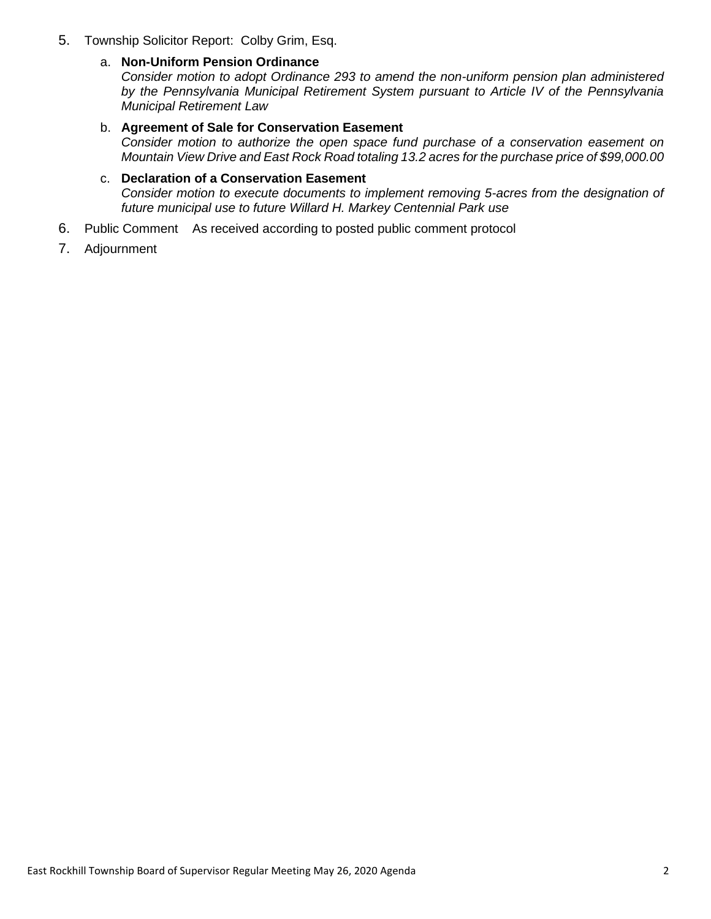5. Township Solicitor Report: Colby Grim, Esq.

   a. **Non-Uniform Pension Ordinance**
   *Consider motion to adopt Ordinance 293 to amend the non-uniform pension plan administered by the Pennsylvania Municipal Retirement System pursuant to Article IV of the Pennsylvania Municipal Retirement Law*

   b. **Agreement of Sale for Conservation Easement**
   *Consider motion to authorize the open space fund purchase of a conservation easement on Mountain View Drive and East Rock Road totaling 13.2 acres for the purchase price of $99,000.00*

   c. **Declaration of a Conservation Easement**
   *Consider motion to execute documents to implement removing 5-acres from the designation of future municipal use to future Willard H. Markey Centennial Park use*

6. Public Comment As received according to posted public comment protocol

7. Adjournment